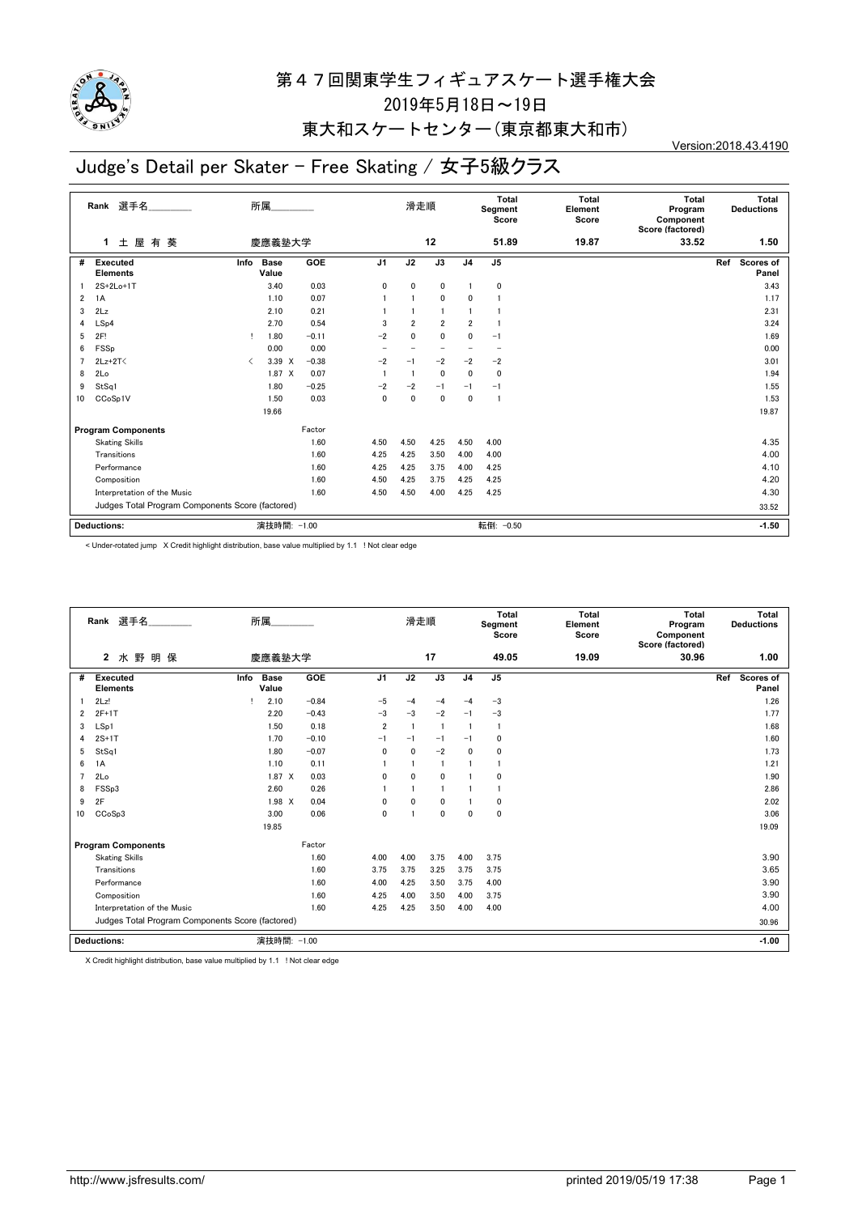# 第４７回関東学生フィギュアスケート選手権大会

2019年5月18日～19日

東大和スケートセンター（東京都東大和市）

Version:2018.43.4190

## Judge's Detail per Skater - Free Skating / 女子5級クラス

| Rank | 選手名 | 所属 | 滑走順 | Total Segment Score | Total Element Score | Total Program Component Score (factored) | Total Deductions |
|---|---|---|---|---|---|---|---|
| 1 | 土 屋 有 葵 | 慶應義塾大学 | 12 | 51.89 | 19.87 | 33.52 | 1.50 |

| # | Executed Elements | Info | Base Value | | GOE | J1 | J2 | J3 | J4 | J5 | Ref | Scores of Panel |
|---|---|---|---|---|---|---|---|---|---|---|---|---|
| 1 | 2S+2Lo+1T | | 3.40 | | 0.03 | 0 | 0 | 0 | 1 | 0 | | 3.43 |
| 2 | 1A | | 1.10 | | 0.07 | 1 | 1 | 0 | 0 | 1 | | 1.17 |
| 3 | 2Lz | | 2.10 | | 0.21 | 1 | 1 | 1 | 1 | 1 | | 2.31 |
| 4 | LSp4 | | 2.70 | | 0.54 | 3 | 2 | 2 | 2 | 1 | | 3.24 |
| 5 | 2F! | ! | 1.80 | | −0.11 | −2 | 0 | 0 | 0 | −1 | | 1.69 |
| 6 | FSSp | | 0.00 | | 0.00 | − | − | − | − | − | | 0.00 |
| 7 | 2Lz+2T< | < | 3.39 | X | −0.38 | −2 | −1 | −2 | −2 | −2 | | 3.01 |
| 8 | 2Lo | | 1.87 | X | 0.07 | 1 | 1 | 0 | 0 | 0 | | 1.94 |
| 9 | StSq1 | | 1.80 | | −0.25 | −2 | −2 | −1 | −1 | −1 | | 1.55 |
| 10 | CCoSp1V | | 1.50 | | 0.03 | 0 | 0 | 0 | 0 | 1 | | 1.53 |
| | | | 19.66 | | | | | | | | | 19.87 |

| Program Components | Factor | J1 | J2 | J3 | J4 | J5 | Scores of Panel |
|---|---|---|---|---|---|---|---|
| Skating Skills | 1.60 | 4.50 | 4.50 | 4.25 | 4.50 | 4.00 | 4.35 |
| Transitions | 1.60 | 4.25 | 4.25 | 3.50 | 4.00 | 4.00 | 4.00 |
| Performance | 1.60 | 4.25 | 4.25 | 3.75 | 4.00 | 4.25 | 4.10 |
| Composition | 1.60 | 4.50 | 4.25 | 3.75 | 4.25 | 4.25 | 4.20 |
| Interpretation of the Music | 1.60 | 4.50 | 4.50 | 4.00 | 4.25 | 4.25 | 4.30 |
| Judges Total Program Components Score (factored) | | | | | | | 33.52 |

**Deductions:** 演技時間: −1.00　転倒: −0.50　**-1.50**

< Under-rotated jump X Credit highlight distribution, base value multiplied by 1.1 ! Not clear edge

| Rank | 選手名 | 所属 | 滑走順 | Total Segment Score | Total Element Score | Total Program Component Score (factored) | Total Deductions |
|---|---|---|---|---|---|---|---|
| 2 | 水 野 明 保 | 慶應義塾大学 | 17 | 49.05 | 19.09 | 30.96 | 1.00 |

| # | Executed Elements | Info | Base Value | | GOE | J1 | J2 | J3 | J4 | J5 | Ref | Scores of Panel |
|---|---|---|---|---|---|---|---|---|---|---|---|---|
| 1 | 2Lz! | ! | 2.10 | | −0.84 | −5 | −4 | −4 | −4 | −3 | | 1.26 |
| 2 | 2F+1T | | 2.20 | | −0.43 | −3 | −3 | −2 | −1 | −3 | | 1.77 |
| 3 | LSp1 | | 1.50 | | 0.18 | 2 | 1 | 1 | 1 | 1 | | 1.68 |
| 4 | 2S+1T | | 1.70 | | −0.10 | −1 | −1 | −1 | −1 | 0 | | 1.60 |
| 5 | StSq1 | | 1.80 | | −0.07 | 0 | 0 | −2 | 0 | 0 | | 1.73 |
| 6 | 1A | | 1.10 | | 0.11 | 1 | 1 | 1 | 1 | 1 | | 1.21 |
| 7 | 2Lo | | 1.87 | X | 0.03 | 0 | 0 | 0 | 1 | 0 | | 1.90 |
| 8 | FSSp3 | | 2.60 | | 0.26 | 1 | 1 | 1 | 1 | 1 | | 2.86 |
| 9 | 2F | | 1.98 | X | 0.04 | 0 | 0 | 0 | 1 | 0 | | 2.02 |
| 10 | CCoSp3 | | 3.00 | | 0.06 | 0 | 1 | 0 | 0 | 0 | | 3.06 |
| | | | 19.85 | | | | | | | | | 19.09 |

| Program Components | Factor | J1 | J2 | J3 | J4 | J5 | Scores of Panel |
|---|---|---|---|---|---|---|---|
| Skating Skills | 1.60 | 4.00 | 4.00 | 3.75 | 4.00 | 3.75 | 3.90 |
| Transitions | 1.60 | 3.75 | 3.75 | 3.25 | 3.75 | 3.75 | 3.65 |
| Performance | 1.60 | 4.00 | 4.25 | 3.50 | 3.75 | 4.00 | 3.90 |
| Composition | 1.60 | 4.25 | 4.00 | 3.50 | 4.00 | 3.75 | 3.90 |
| Interpretation of the Music | 1.60 | 4.25 | 4.25 | 3.50 | 4.00 | 4.00 | 4.00 |
| Judges Total Program Components Score (factored) | | | | | | | 30.96 |

**Deductions:** 演技時間: −1.00　**-1.00**

X Credit highlight distribution, base value multiplied by 1.1 ! Not clear edge

http://www.jsfresults.com/　printed 2019/05/19 17:38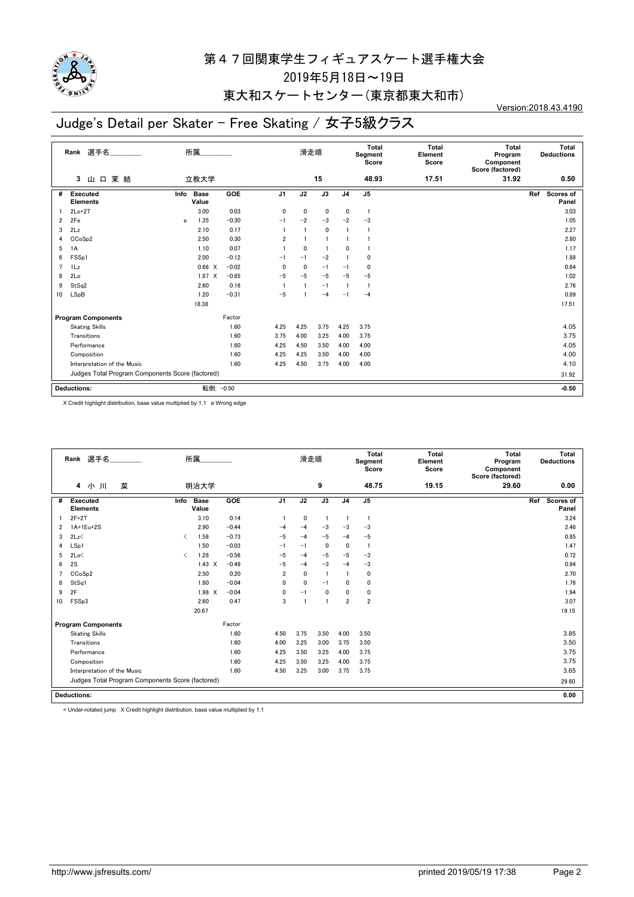# 第４７回関東学生フィギュアスケート選手権大会

2019年5月18日～19日

東大和スケートセンター(東京都東大和市)

Version:2018.43.4190

## Judge's Detail per Skater - Free Skating / 女子5級クラス

| Rank | 選手名 | 所属 | 滑走順 | Total Segment Score | Total Element Score | Total Program Component Score (factored) | Total Deductions |
|---|---|---|---|---|---|---|---|
| 3 | 山 口 茉 結 | 立教大学 | 15 | 48.93 | 17.51 | 31.92 | 0.50 |

| # | Executed Elements | Info | Base Value | | GOE | J1 | J2 | J3 | J4 | J5 | Ref | Scores of Panel |
|---|---|---|---|---|---|---|---|---|---|---|---|---|
| 1 | 2Lo+2T | | 3.00 | | 0.03 | 0 | 0 | 0 | 0 | 1 | | 3.03 |
| 2 | 2Fe | e | 1.35 | | -0.30 | -1 | -2 | -3 | -2 | -3 | | 1.05 |
| 3 | 2Lz | | 2.10 | | 0.17 | 1 | 1 | 0 | 1 | 1 | | 2.27 |
| 4 | CCoSp2 | | 2.50 | | 0.30 | 2 | 1 | 1 | 1 | 1 | | 2.80 |
| 5 | 1A | | 1.10 | | 0.07 | 1 | 0 | 1 | 0 | 1 | | 1.17 |
| 6 | FSSp1 | | 2.00 | | -0.12 | -1 | -1 | -2 | 1 | 0 | | 1.88 |
| 7 | 1Lz | | 0.66 | X | -0.02 | 0 | 0 | -1 | -1 | 0 | | 0.64 |
| 8 | 2Lo | | 1.87 | X | -0.85 | -5 | -5 | -5 | -5 | -5 | | 1.02 |
| 9 | StSq2 | | 2.60 | | 0.16 | 1 | 1 | -1 | 1 | 1 | | 2.76 |
| 10 | LSpB | | 1.20 | | -0.31 | -5 | 1 | -4 | -1 | -4 | | 0.89 |
| | | | 18.38 | | | | | | | | | 17.51 |

| Program Components | Factor | J1 | J2 | J3 | J4 | J5 | Scores of Panel |
|---|---|---|---|---|---|---|---|
| Skating Skills | 1.60 | 4.25 | 4.25 | 3.75 | 4.25 | 3.75 | 4.05 |
| Transitions | 1.60 | 3.75 | 4.00 | 3.25 | 4.00 | 3.75 | 3.75 |
| Performance | 1.60 | 4.25 | 4.50 | 3.50 | 4.00 | 4.00 | 4.05 |
| Composition | 1.60 | 4.25 | 4.25 | 3.50 | 4.00 | 4.00 | 4.00 |
| Interpretation of the Music | 1.60 | 4.25 | 4.50 | 3.75 | 4.00 | 4.00 | 4.10 |
| Judges Total Program Components Score (factored) | | | | | | | 31.92 |

**Deductions:** 転倒: -0.50 **-0.50**

X Credit highlight distribution, base value multiplied by 1.1 e Wrong edge

| Rank | 選手名 | 所属 | 滑走順 | Total Segment Score | Total Element Score | Total Program Component Score (factored) | Total Deductions |
|---|---|---|---|---|---|---|---|
| 4 | 小 川 菜 | 明治大学 | 9 | 48.75 | 19.15 | 29.60 | 0.00 |

| # | Executed Elements | Info | Base Value | | GOE | J1 | J2 | J3 | J4 | J5 | Ref | Scores of Panel |
|---|---|---|---|---|---|---|---|---|---|---|---|---|
| 1 | 2F+2T | | 3.10 | | 0.14 | 1 | 0 | 1 | 1 | 1 | | 3.24 |
| 2 | 1A+1Eu+2S | | 2.90 | | -0.44 | -4 | -4 | -3 | -3 | -3 | | 2.46 |
| 3 | 2Lz< | < | 1.58 | | -0.73 | -5 | -4 | -5 | -4 | -5 | | 0.85 |
| 4 | LSp1 | | 1.50 | | -0.03 | -1 | -1 | 0 | 0 | 1 | | 1.47 |
| 5 | 2Lo< | < | 1.28 | | -0.56 | -5 | -4 | -5 | -5 | -3 | | 0.72 |
| 6 | 2S | | 1.43 | X | -0.49 | -5 | -4 | -3 | -4 | -3 | | 0.94 |
| 7 | CCoSp2 | | 2.50 | | 0.20 | 2 | 0 | 1 | 1 | 0 | | 2.70 |
| 8 | StSq1 | | 1.80 | | -0.04 | 0 | 0 | -1 | 0 | 0 | | 1.76 |
| 9 | 2F | | 1.98 | X | -0.04 | 0 | -1 | 0 | 0 | 0 | | 1.94 |
| 10 | FSSp3 | | 2.60 | | 0.47 | 3 | 1 | 1 | 2 | 2 | | 3.07 |
| | | | 20.67 | | | | | | | | | 19.15 |

| Program Components | Factor | J1 | J2 | J3 | J4 | J5 | Scores of Panel |
|---|---|---|---|---|---|---|---|
| Skating Skills | 1.60 | 4.50 | 3.75 | 3.50 | 4.00 | 3.50 | 3.85 |
| Transitions | 1.60 | 4.00 | 3.25 | 3.00 | 3.75 | 3.50 | 3.50 |
| Performance | 1.60 | 4.25 | 3.50 | 3.25 | 4.00 | 3.75 | 3.75 |
| Composition | 1.60 | 4.25 | 3.50 | 3.25 | 4.00 | 3.75 | 3.75 |
| Interpretation of the Music | 1.60 | 4.50 | 3.25 | 3.00 | 3.75 | 3.75 | 3.65 |
| Judges Total Program Components Score (factored) | | | | | | | 29.60 |

**Deductions:** **0.00**

< Under-rotated jump X Credit highlight distribution, base value multiplied by 1.1

http://www.jsfresults.com/ printed 2019/05/19 17:38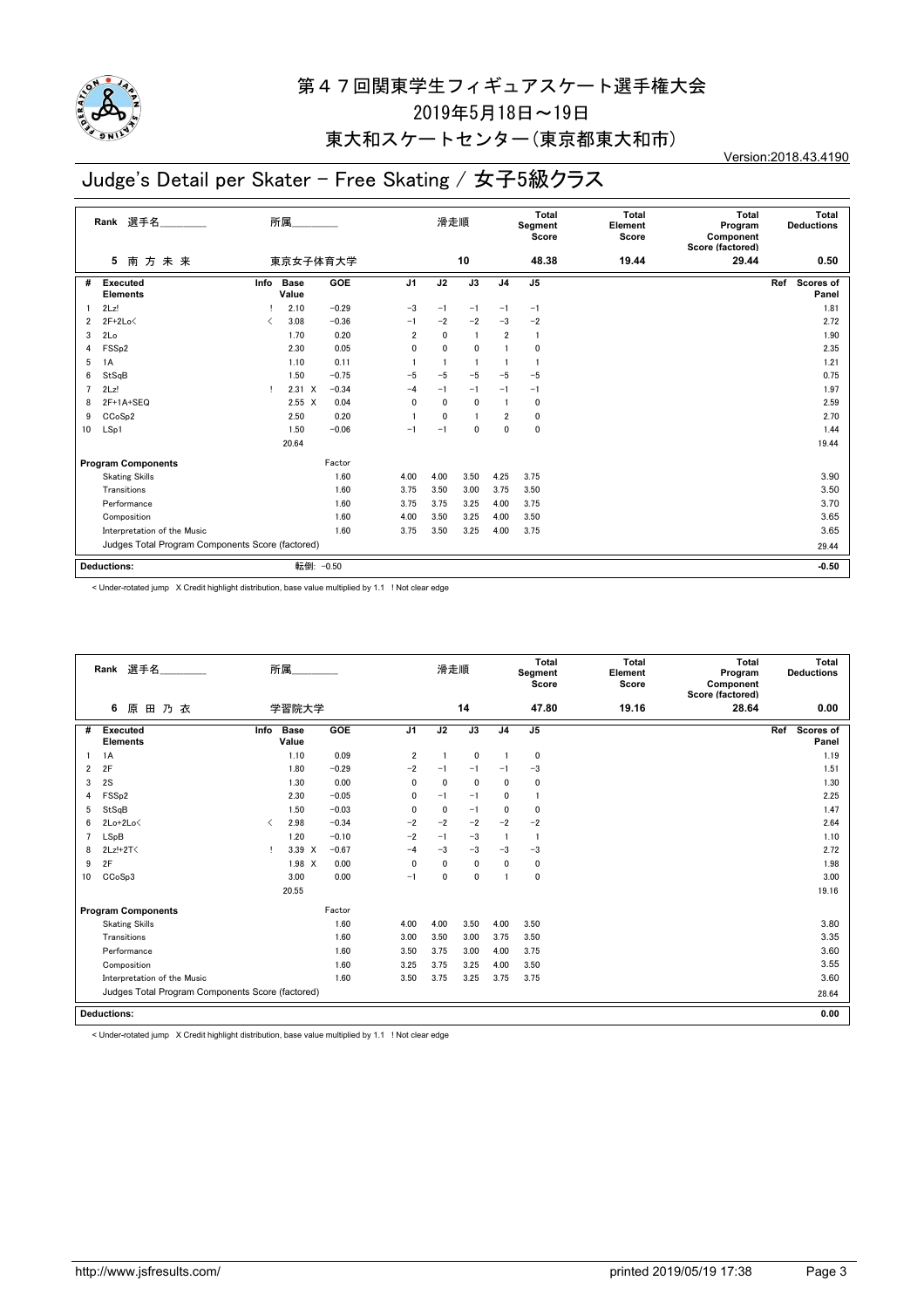# 第４７回関東学生フィギュアスケート選手権大会

2019年5月18日～19日

東大和スケートセンター（東京都東大和市）

Version:2018.43.4190

## Judge's Detail per Skater - Free Skating / 女子5級クラス

| Rank | 選手名 | 所属 | 滑走順 | Total Segment Score | Total Element Score | Total Program Component Score (factored) | Total Deductions |
|---|---|---|---|---|---|---|---|
| 5 | 南 方 未 来 | 東京女子体育大学 | 10 | 48.38 | 19.44 | 29.44 | 0.50 |

| # | Executed Elements | Info | Base Value | | GOE | J1 | J2 | J3 | J4 | J5 | Ref | Scores of Panel |
|---|---|---|---|---|---|---|---|---|---|---|---|---|
| 1 | 2Lz! | ! | 2.10 | | −0.29 | −3 | −1 | −1 | −1 | −1 | | 1.81 |
| 2 | 2F+2Lo< | < | 3.08 | | −0.36 | −1 | −2 | −2 | −3 | −2 | | 2.72 |
| 3 | 2Lo | | 1.70 | | 0.20 | 2 | 0 | 1 | 2 | 1 | | 1.90 |
| 4 | FSSp2 | | 2.30 | | 0.05 | 0 | 0 | 0 | 1 | 0 | | 2.35 |
| 5 | 1A | | 1.10 | | 0.11 | 1 | 1 | 1 | 1 | 1 | | 1.21 |
| 6 | StSqB | | 1.50 | | −0.75 | −5 | −5 | −5 | −5 | −5 | | 0.75 |
| 7 | 2Lz! | ! | 2.31 | X | −0.34 | −4 | −1 | −1 | −1 | −1 | | 1.97 |
| 8 | 2F+1A+SEQ | | 2.55 | X | 0.04 | 0 | 0 | 0 | 1 | 0 | | 2.59 |
| 9 | CCoSp2 | | 2.50 | | 0.20 | 1 | 0 | 1 | 2 | 0 | | 2.70 |
| 10 | LSp1 | | 1.50 | | −0.06 | −1 | −1 | 0 | 0 | 0 | | 1.44 |
| | | | 20.64 | | | | | | | | | 19.44 |

| Program Components | Factor | J1 | J2 | J3 | J4 | J5 | Scores of Panel |
|---|---|---|---|---|---|---|---|
| Skating Skills | 1.60 | 4.00 | 4.00 | 3.50 | 4.25 | 3.75 | 3.90 |
| Transitions | 1.60 | 3.75 | 3.50 | 3.00 | 3.75 | 3.50 | 3.50 |
| Performance | 1.60 | 3.75 | 3.75 | 3.25 | 4.00 | 3.75 | 3.70 |
| Composition | 1.60 | 4.00 | 3.50 | 3.25 | 4.00 | 3.50 | 3.65 |
| Interpretation of the Music | 1.60 | 3.75 | 3.50 | 3.25 | 4.00 | 3.75 | 3.65 |
| Judges Total Program Components Score (factored) | | | | | | | 29.44 |

**Deductions:** 転倒: −0.50 　　**-0.50**

< Under-rotated jump X Credit highlight distribution, base value multiplied by 1.1 ! Not clear edge

| Rank | 選手名 | 所属 | 滑走順 | Total Segment Score | Total Element Score | Total Program Component Score (factored) | Total Deductions |
|---|---|---|---|---|---|---|---|
| 6 | 原 田 乃 衣 | 学習院大学 | 14 | 47.80 | 19.16 | 28.64 | 0.00 |

| # | Executed Elements | Info | Base Value | | GOE | J1 | J2 | J3 | J4 | J5 | Ref | Scores of Panel |
|---|---|---|---|---|---|---|---|---|---|---|---|---|
| 1 | 1A | | 1.10 | | 0.09 | 2 | 1 | 0 | 1 | 0 | | 1.19 |
| 2 | 2F | | 1.80 | | −0.29 | −2 | −1 | −1 | −1 | −3 | | 1.51 |
| 3 | 2S | | 1.30 | | 0.00 | 0 | 0 | 0 | 0 | 0 | | 1.30 |
| 4 | FSSp2 | | 2.30 | | −0.05 | 0 | −1 | −1 | 0 | 1 | | 2.25 |
| 5 | StSqB | | 1.50 | | −0.03 | 0 | 0 | −1 | 0 | 0 | | 1.47 |
| 6 | 2Lo+2Lo< | < | 2.98 | | −0.34 | −2 | −2 | −2 | −2 | −2 | | 2.64 |
| 7 | LSpB | | 1.20 | | −0.10 | −2 | −1 | −3 | 1 | 1 | | 1.10 |
| 8 | 2Lz!+2T< | ! | 3.39 | X | −0.67 | −4 | −3 | −3 | −3 | −3 | | 2.72 |
| 9 | 2F | | 1.98 | X | 0.00 | 0 | 0 | 0 | 0 | 0 | | 1.98 |
| 10 | CCoSp3 | | 3.00 | | 0.00 | −1 | 0 | 0 | 1 | 0 | | 3.00 |
| | | | 20.55 | | | | | | | | | 19.16 |

| Program Components | Factor | J1 | J2 | J3 | J4 | J5 | Scores of Panel |
|---|---|---|---|---|---|---|---|
| Skating Skills | 1.60 | 4.00 | 4.00 | 3.50 | 4.00 | 3.50 | 3.80 |
| Transitions | 1.60 | 3.00 | 3.50 | 3.00 | 3.75 | 3.50 | 3.35 |
| Performance | 1.60 | 3.50 | 3.75 | 3.00 | 4.00 | 3.75 | 3.60 |
| Composition | 1.60 | 3.25 | 3.75 | 3.25 | 4.00 | 3.50 | 3.55 |
| Interpretation of the Music | 1.60 | 3.50 | 3.75 | 3.25 | 3.75 | 3.75 | 3.60 |
| Judges Total Program Components Score (factored) | | | | | | | 28.64 |

**Deductions:** 　　**0.00**

< Under-rotated jump X Credit highlight distribution, base value multiplied by 1.1 ! Not clear edge

http://www.jsfresults.com/ 　　printed 2019/05/19 17:38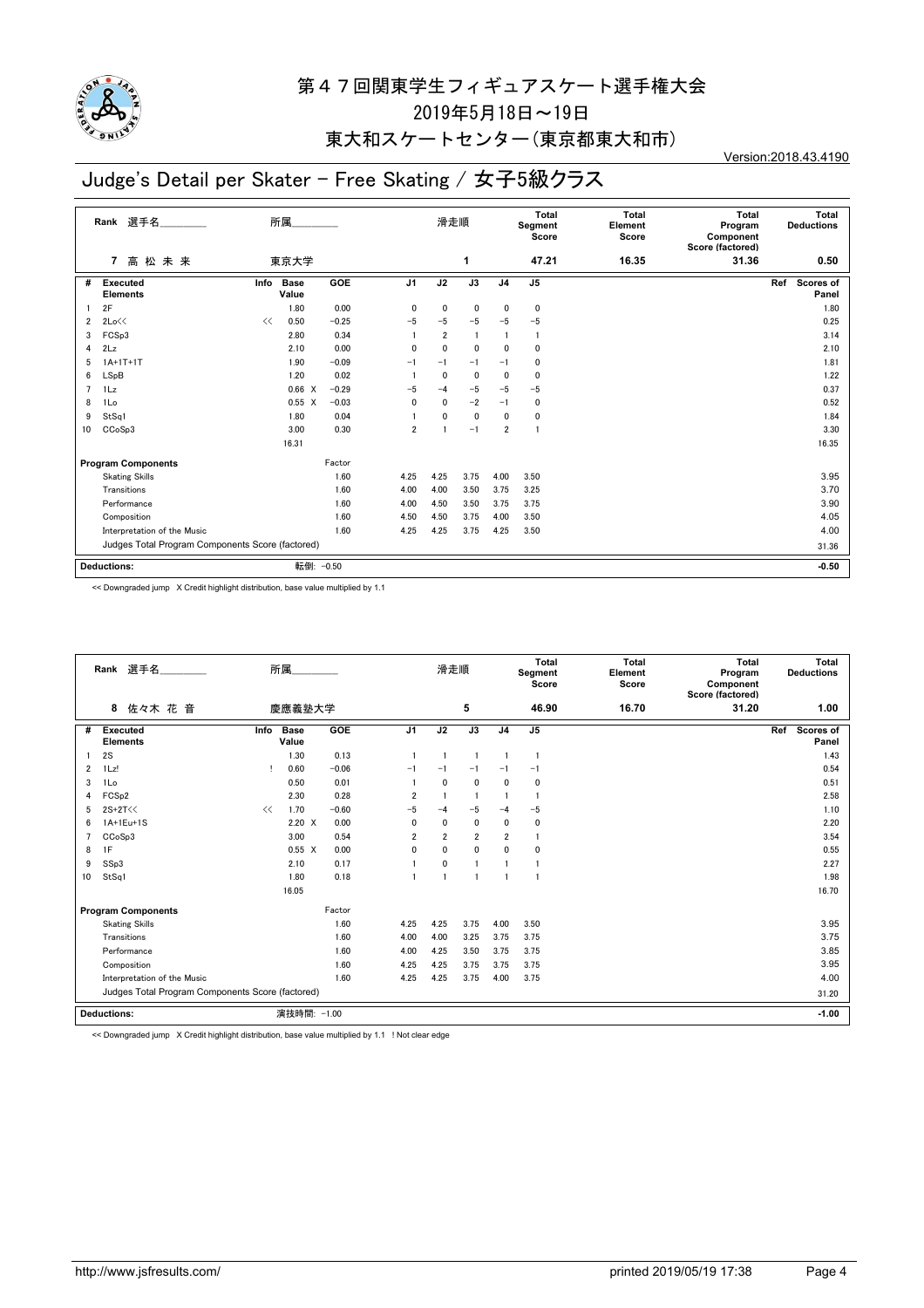# 第４７回関東学生フィギュアスケート選手権大会

2019年5月18日～19日

東大和スケートセンター（東京都東大和市）

Version:2018.43.4190

## Judge's Detail per Skater - Free Skating / 女子5級クラス

| Rank | 選手名 | 所属 | 滑走順 | Total Segment Score | Total Element Score | Total Program Component Score (factored) | Total Deductions |
|---|---|---|---|---|---|---|---|
| 7 | 高 松 未 来 | 東京大学 | 1 | 47.21 | 16.35 | 31.36 | 0.50 |

| # | Executed Elements | Info | Base Value | | GOE | J1 | J2 | J3 | J4 | J5 | Ref | Scores of Panel |
|---|---|---|---|---|---|---|---|---|---|---|---|---|
| 1 | 2F | | 1.80 | | 0.00 | 0 | 0 | 0 | 0 | 0 | | 1.80 |
| 2 | 2Lo<< | << | 0.50 | | -0.25 | -5 | -5 | -5 | -5 | -5 | | 0.25 |
| 3 | FCSp3 | | 2.80 | | 0.34 | 1 | 2 | 1 | 1 | 1 | | 3.14 |
| 4 | 2Lz | | 2.10 | | 0.00 | 0 | 0 | 0 | 0 | 0 | | 2.10 |
| 5 | 1A+1T+1T | | 1.90 | | -0.09 | -1 | -1 | -1 | -1 | 0 | | 1.81 |
| 6 | LSpB | | 1.20 | | 0.02 | 1 | 0 | 0 | 0 | 0 | | 1.22 |
| 7 | 1Lz | | 0.66 | X | -0.29 | -5 | -4 | -5 | -5 | -5 | | 0.37 |
| 8 | 1Lo | | 0.55 | X | -0.03 | 0 | 0 | -2 | -1 | 0 | | 0.52 |
| 9 | StSq1 | | 1.80 | | 0.04 | 1 | 0 | 0 | 0 | 0 | | 1.84 |
| 10 | CCoSp3 | | 3.00 | | 0.30 | 2 | 1 | -1 | 2 | 1 | | 3.30 |
| | | | 16.31 | | | | | | | | | 16.35 |

| Program Components | Factor | J1 | J2 | J3 | J4 | J5 | Scores of Panel |
|---|---|---|---|---|---|---|---|
| Skating Skills | 1.60 | 4.25 | 4.25 | 3.75 | 4.00 | 3.50 | 3.95 |
| Transitions | 1.60 | 4.00 | 4.00 | 3.50 | 3.75 | 3.25 | 3.70 |
| Performance | 1.60 | 4.00 | 4.50 | 3.50 | 3.75 | 3.75 | 3.90 |
| Composition | 1.60 | 4.50 | 4.50 | 3.75 | 4.00 | 3.50 | 4.05 |
| Interpretation of the Music | 1.60 | 4.25 | 4.25 | 3.75 | 4.25 | 3.50 | 4.00 |
| Judges Total Program Components Score (factored) | | | | | | | 31.36 |

| Deductions: | 転倒: -0.50 | -0.50 |
|---|---|---|

<< Downgraded jump X Credit highlight distribution, base value multiplied by 1.1

| Rank | 選手名 | 所属 | 滑走順 | Total Segment Score | Total Element Score | Total Program Component Score (factored) | Total Deductions |
|---|---|---|---|---|---|---|---|
| 8 | 佐々木 花 音 | 慶應義塾大学 | 5 | 46.90 | 16.70 | 31.20 | 1.00 |

| # | Executed Elements | Info | Base Value | | GOE | J1 | J2 | J3 | J4 | J5 | Ref | Scores of Panel |
|---|---|---|---|---|---|---|---|---|---|---|---|---|
| 1 | 2S | | 1.30 | | 0.13 | 1 | 1 | 1 | 1 | 1 | | 1.43 |
| 2 | 1Lz! | ! | 0.60 | | -0.06 | -1 | -1 | -1 | -1 | -1 | | 0.54 |
| 3 | 1Lo | | 0.50 | | 0.01 | 1 | 0 | 0 | 0 | 0 | | 0.51 |
| 4 | FCSp2 | | 2.30 | | 0.28 | 2 | 1 | 1 | 1 | 1 | | 2.58 |
| 5 | 2S+2T<< | << | 1.70 | | -0.60 | -5 | -4 | -5 | -4 | -5 | | 1.10 |
| 6 | 1A+1Eu+1S | | 2.20 | X | 0.00 | 0 | 0 | 0 | 0 | 0 | | 2.20 |
| 7 | CCoSp3 | | 3.00 | | 0.54 | 2 | 2 | 2 | 2 | 1 | | 3.54 |
| 8 | 1F | | 0.55 | X | 0.00 | 0 | 0 | 0 | 0 | 0 | | 0.55 |
| 9 | SSp3 | | 2.10 | | 0.17 | 1 | 0 | 1 | 1 | 1 | | 2.27 |
| 10 | StSq1 | | 1.80 | | 0.18 | 1 | 1 | 1 | 1 | 1 | | 1.98 |
| | | | 16.05 | | | | | | | | | 16.70 |

| Program Components | Factor | J1 | J2 | J3 | J4 | J5 | Scores of Panel |
|---|---|---|---|---|---|---|---|
| Skating Skills | 1.60 | 4.25 | 4.25 | 3.75 | 4.00 | 3.50 | 3.95 |
| Transitions | 1.60 | 4.00 | 4.00 | 3.25 | 3.75 | 3.75 | 3.75 |
| Performance | 1.60 | 4.00 | 4.25 | 3.50 | 3.75 | 3.75 | 3.85 |
| Composition | 1.60 | 4.25 | 4.25 | 3.75 | 3.75 | 3.75 | 3.95 |
| Interpretation of the Music | 1.60 | 4.25 | 4.25 | 3.75 | 4.00 | 3.75 | 4.00 |
| Judges Total Program Components Score (factored) | | | | | | | 31.20 |

| Deductions: | 演技時間: -1.00 | -1.00 |
|---|---|---|

<< Downgraded jump X Credit highlight distribution, base value multiplied by 1.1 ! Not clear edge

http://www.jsfresults.com/ printed 2019/05/19 17:38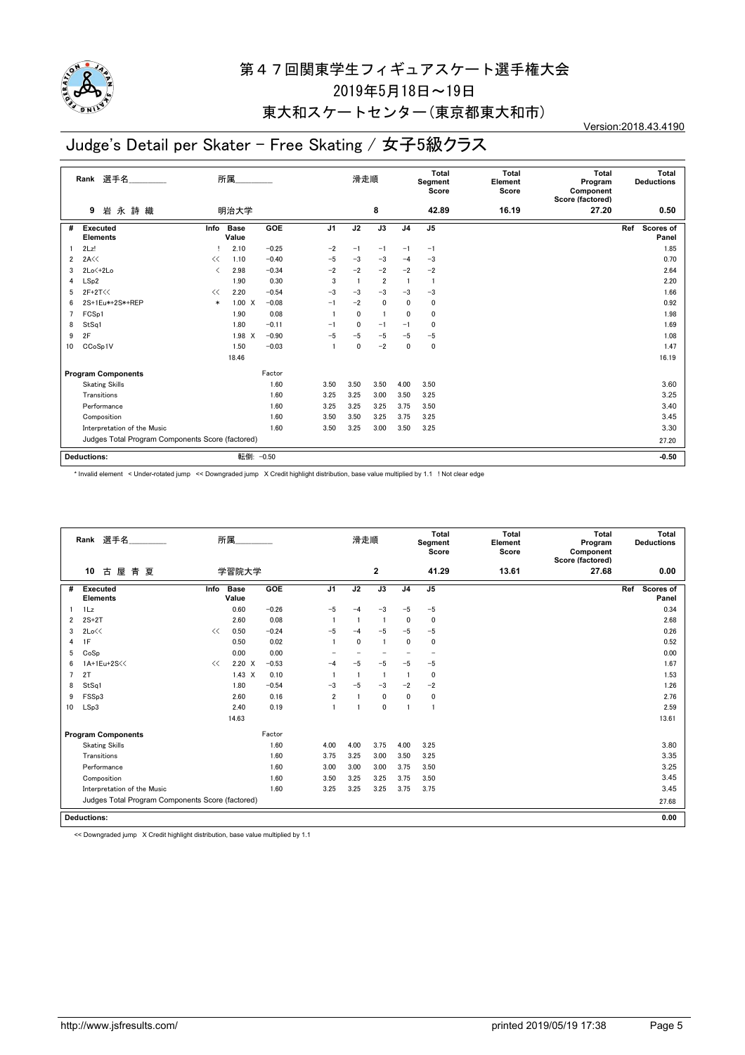# 第４７回関東学生フィギュアスケート選手権大会

2019年5月18日～19日

東大和スケートセンター（東京都東大和市）

Version:2018.43.4190

## Judge's Detail per Skater - Free Skating / 女子5級クラス

| Rank | 選手名 | 所属 | 滑走順 | Total Segment Score | Total Element Score | Total Program Component Score (factored) | Total Deductions |
|---|---|---|---|---|---|---|---|
| 9 | 岩永詩織 | 明治大学 | 8 | 42.89 | 16.19 | 27.20 | 0.50 |

| # | Executed Elements | Info | Base Value | | GOE | J1 | J2 | J3 | J4 | J5 | Ref | Scores of Panel |
|---|---|---|---|---|---|---|---|---|---|---|---|---|
| 1 | 2Lz! | ! | 2.10 | | -0.25 | -2 | -1 | -1 | -1 | -1 | | 1.85 |
| 2 | 2A<< | << | 1.10 | | -0.40 | -5 | -3 | -3 | -4 | -3 | | 0.70 |
| 3 | 2Lo<+2Lo | < | 2.98 | | -0.34 | -2 | -2 | -2 | -2 | -2 | | 2.64 |
| 4 | LSp2 | | 1.90 | | 0.30 | 3 | 1 | 2 | 1 | 1 | | 2.20 |
| 5 | 2F+2T<< | << | 2.20 | | -0.54 | -3 | -3 | -3 | -3 | -3 | | 1.66 |
| 6 | 2S+1Eu*+2S*+REP | * | 1.00 | X | -0.08 | -1 | -2 | 0 | 0 | 0 | | 0.92 |
| 7 | FCSp1 | | 1.90 | | 0.08 | 1 | 0 | 1 | 0 | 0 | | 1.98 |
| 8 | StSq1 | | 1.80 | | -0.11 | -1 | 0 | -1 | -1 | 0 | | 1.69 |
| 9 | 2F | | 1.98 | X | -0.90 | -5 | -5 | -5 | -5 | -5 | | 1.08 |
| 10 | CCoSp1V | | 1.50 | | -0.03 | 1 | 0 | -2 | 0 | 0 | | 1.47 |
| | | | 18.46 | | | | | | | | | 16.19 |

| Program Components | Factor | J1 | J2 | J3 | J4 | J5 | Scores of Panel |
|---|---|---|---|---|---|---|---|
| Skating Skills | 1.60 | 3.50 | 3.50 | 3.50 | 4.00 | 3.50 | 3.60 |
| Transitions | 1.60 | 3.25 | 3.25 | 3.00 | 3.50 | 3.25 | 3.25 |
| Performance | 1.60 | 3.25 | 3.25 | 3.25 | 3.75 | 3.50 | 3.40 |
| Composition | 1.60 | 3.50 | 3.50 | 3.25 | 3.75 | 3.25 | 3.45 |
| Interpretation of the Music | 1.60 | 3.50 | 3.25 | 3.00 | 3.50 | 3.25 | 3.30 |
| Judges Total Program Components Score (factored) | | | | | | | 27.20 |

**Deductions:** 転倒: -0.50 　 **-0.50**

\* Invalid element < Under-rotated jump << Downgraded jump X Credit highlight distribution, base value multiplied by 1.1 ! Not clear edge

| Rank | 選手名 | 所属 | 滑走順 | Total Segment Score | Total Element Score | Total Program Component Score (factored) | Total Deductions |
|---|---|---|---|---|---|---|---|
| 10 | 古屋青夏 | 学習院大学 | 2 | 41.29 | 13.61 | 27.68 | 0.00 |

| # | Executed Elements | Info | Base Value | | GOE | J1 | J2 | J3 | J4 | J5 | Ref | Scores of Panel |
|---|---|---|---|---|---|---|---|---|---|---|---|---|
| 1 | 1Lz | | 0.60 | | -0.26 | -5 | -4 | -3 | -5 | -5 | | 0.34 |
| 2 | 2S+2T | | 2.60 | | 0.08 | 1 | 1 | 1 | 0 | 0 | | 2.68 |
| 3 | 2Lo<< | << | 0.50 | | -0.24 | -5 | -4 | -5 | -5 | -5 | | 0.26 |
| 4 | 1F | | 0.50 | | 0.02 | 1 | 0 | 1 | 0 | 0 | | 0.52 |
| 5 | CoSp | | 0.00 | | 0.00 | - | - | - | - | - | | 0.00 |
| 6 | 1A+1Eu+2S<< | << | 2.20 | X | -0.53 | -4 | -5 | -5 | -5 | -5 | | 1.67 |
| 7 | 2T | | 1.43 | X | 0.10 | 1 | 1 | 1 | 1 | 0 | | 1.53 |
| 8 | StSq1 | | 1.80 | | -0.54 | -3 | -5 | -3 | -2 | -2 | | 1.26 |
| 9 | FSSp3 | | 2.60 | | 0.16 | 2 | 1 | 0 | 0 | 0 | | 2.76 |
| 10 | LSp3 | | 2.40 | | 0.19 | 1 | 1 | 0 | 1 | 1 | | 2.59 |
| | | | 14.63 | | | | | | | | | 13.61 |

| Program Components | Factor | J1 | J2 | J3 | J4 | J5 | Scores of Panel |
|---|---|---|---|---|---|---|---|
| Skating Skills | 1.60 | 4.00 | 4.00 | 3.75 | 4.00 | 3.25 | 3.80 |
| Transitions | 1.60 | 3.75 | 3.25 | 3.00 | 3.50 | 3.25 | 3.35 |
| Performance | 1.60 | 3.00 | 3.00 | 3.00 | 3.75 | 3.50 | 3.25 |
| Composition | 1.60 | 3.50 | 3.25 | 3.25 | 3.75 | 3.50 | 3.45 |
| Interpretation of the Music | 1.60 | 3.25 | 3.25 | 3.25 | 3.75 | 3.75 | 3.45 |
| Judges Total Program Components Score (factored) | | | | | | | 27.68 |

**Deductions:** **0.00**

<< Downgraded jump X Credit highlight distribution, base value multiplied by 1.1

http://www.jsfresults.com/ printed 2019/05/19 17:38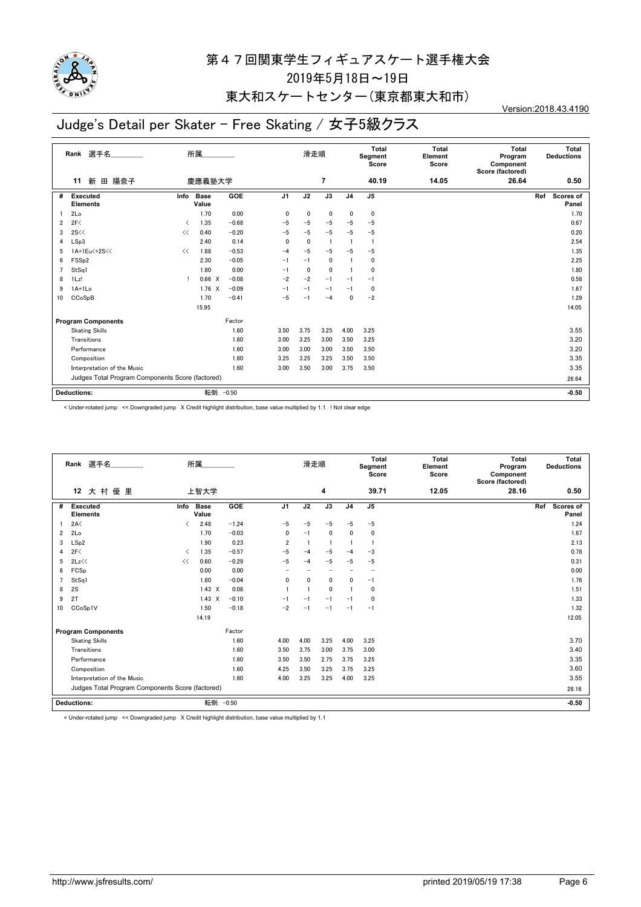# 第４７回関東学生フィギュアスケート選手権大会

2019年5月18日～19日

東大和スケートセンター（東京都東大和市）

Version:2018.43.4190

## Judge's Detail per Skater - Free Skating / 女子5級クラス

| Rank | 選手名 | 所属 | 滑走順 | Total Segment Score | Total Element Score | Total Program Component Score (factored) | Total Deductions |
|---|---|---|---|---|---|---|---|
| 11 | 新 田 陽奈子 | 慶應義塾大学 | 7 | 40.19 | 14.05 | 26.64 | 0.50 |

| # | Executed Elements | Info | Base Value | | GOE | J1 | J2 | J3 | J4 | J5 | Ref | Scores of Panel |
|---|---|---|---|---|---|---|---|---|---|---|---|---|
| 1 | 2Lo | | 1.70 | | 0.00 | 0 | 0 | 0 | 0 | 0 | | 1.70 |
| 2 | 2F< | < | 1.35 | | −0.68 | −5 | −5 | −5 | −5 | −5 | | 0.67 |
| 3 | 2S<< | << | 0.40 | | −0.20 | −5 | −5 | −5 | −5 | −5 | | 0.20 |
| 4 | LSp3 | | 2.40 | | 0.14 | 0 | 0 | 1 | 1 | 1 | | 2.54 |
| 5 | 1A+1Eu<+2S<< | << | 1.88 | | −0.53 | −4 | −5 | −5 | −5 | −5 | | 1.35 |
| 6 | FSSp2 | | 2.30 | | −0.05 | −1 | −1 | 0 | 1 | 0 | | 2.25 |
| 7 | StSq1 | | 1.80 | | 0.00 | −1 | 0 | 0 | 1 | 0 | | 1.80 |
| 8 | 1Lz! | ! | 0.66 | X | −0.08 | −2 | −2 | −1 | −1 | −1 | | 0.58 |
| 9 | 1A+1Lo | | 1.76 | X | −0.09 | −1 | −1 | −1 | −1 | 0 | | 1.67 |
| 10 | CCoSpB | | 1.70 | | −0.41 | −5 | −1 | −4 | 0 | −2 | | 1.29 |
| | | | 15.95 | | | | | | | | | 14.05 |

| Program Components | Factor | J1 | J2 | J3 | J4 | J5 | Scores of Panel |
|---|---|---|---|---|---|---|---|
| Skating Skills | 1.60 | 3.50 | 3.75 | 3.25 | 4.00 | 3.25 | 3.55 |
| Transitions | 1.60 | 3.00 | 3.25 | 3.00 | 3.50 | 3.25 | 3.20 |
| Performance | 1.60 | 3.00 | 3.00 | 3.00 | 3.50 | 3.50 | 3.20 |
| Composition | 1.60 | 3.25 | 3.25 | 3.25 | 3.50 | 3.50 | 3.35 |
| Interpretation of the Music | 1.60 | 3.00 | 3.50 | 3.00 | 3.75 | 3.50 | 3.35 |
| Judges Total Program Components Score (factored) | | | | | | | 26.64 |

| Deductions: | 転倒: −0.50 | −0.50 |
|---|---|---|

< Under-rotated jump << Downgraded jump X Credit highlight distribution, base value multiplied by 1.1 ! Not clear edge

| Rank | 選手名 | 所属 | 滑走順 | Total Segment Score | Total Element Score | Total Program Component Score (factored) | Total Deductions |
|---|---|---|---|---|---|---|---|
| 12 | 大 村 優 里 | 上智大学 | 4 | 39.71 | 12.05 | 28.16 | 0.50 |

| # | Executed Elements | Info | Base Value | | GOE | J1 | J2 | J3 | J4 | J5 | Ref | Scores of Panel |
|---|---|---|---|---|---|---|---|---|---|---|---|---|
| 1 | 2A< | < | 2.48 | | −1.24 | −5 | −5 | −5 | −5 | −5 | | 1.24 |
| 2 | 2Lo | | 1.70 | | −0.03 | 0 | −1 | 0 | 0 | 0 | | 1.67 |
| 3 | LSp2 | | 1.90 | | 0.23 | 2 | 1 | 1 | 1 | 1 | | 2.13 |
| 4 | 2F< | < | 1.35 | | −0.57 | −5 | −4 | −5 | −4 | −3 | | 0.78 |
| 5 | 2Lz<< | << | 0.60 | | −0.29 | −5 | −4 | −5 | −5 | −5 | | 0.31 |
| 6 | FCSp | | 0.00 | | 0.00 | − | − | − | − | − | | 0.00 |
| 7 | StSq1 | | 1.80 | | −0.04 | 0 | 0 | 0 | 0 | −1 | | 1.76 |
| 8 | 2S | | 1.43 | X | 0.08 | 1 | 1 | 0 | 1 | 0 | | 1.51 |
| 9 | 2T | | 1.43 | X | −0.10 | −1 | −1 | −1 | −1 | 0 | | 1.33 |
| 10 | CCoSp1V | | 1.50 | | −0.18 | −2 | −1 | −1 | −1 | −1 | | 1.32 |
| | | | 14.19 | | | | | | | | | 12.05 |

| Program Components | Factor | J1 | J2 | J3 | J4 | J5 | Scores of Panel |
|---|---|---|---|---|---|---|---|
| Skating Skills | 1.60 | 4.00 | 4.00 | 3.25 | 4.00 | 3.25 | 3.70 |
| Transitions | 1.60 | 3.50 | 3.75 | 3.00 | 3.75 | 3.00 | 3.40 |
| Performance | 1.60 | 3.50 | 3.50 | 2.75 | 3.75 | 3.25 | 3.35 |
| Composition | 1.60 | 4.25 | 3.50 | 3.25 | 3.75 | 3.25 | 3.60 |
| Interpretation of the Music | 1.60 | 4.00 | 3.25 | 3.25 | 4.00 | 3.25 | 3.55 |
| Judges Total Program Components Score (factored) | | | | | | | 28.16 |

| Deductions: | 転倒: −0.50 | −0.50 |
|---|---|---|

< Under-rotated jump << Downgraded jump X Credit highlight distribution, base value multiplied by 1.1

http://www.jsfresults.com/ printed 2019/05/19 17:38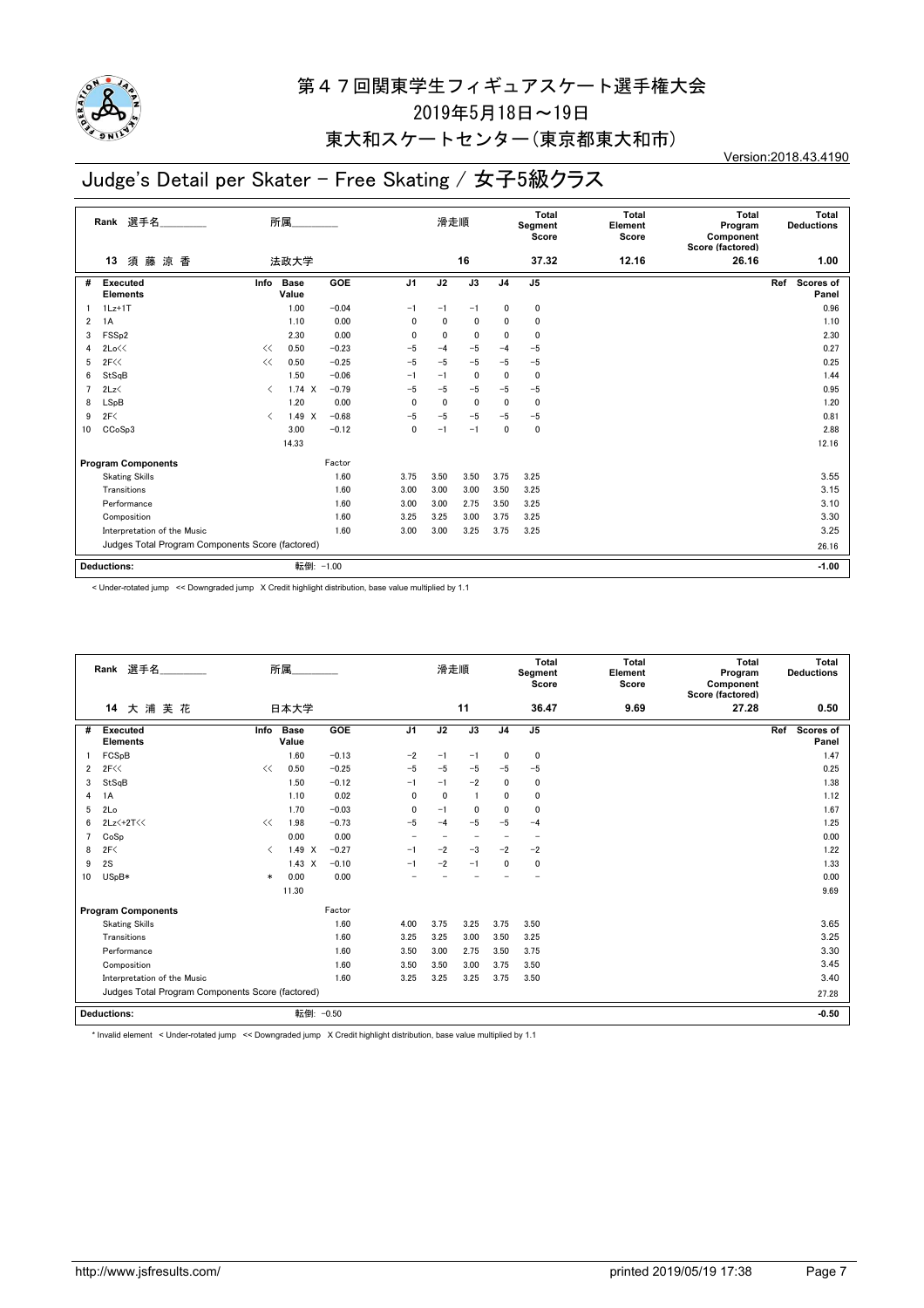# 第４７回関東学生フィギュアスケート選手権大会

2019年5月18日～19日

東大和スケートセンター(東京都東大和市)

Version:2018.43.4190

## Judge's Detail per Skater - Free Skating / 女子5級クラス

| Rank | 選手名 | 所属 | 滑走順 | Total Segment Score | Total Element Score | Total Program Component Score (factored) | Total Deductions |
|---|---|---|---|---|---|---|---|
| 13 | 須 藤 涼 香 | 法政大学 | 16 | 37.32 | 12.16 | 26.16 | 1.00 |

| # | Executed Elements | Info | Base Value | | GOE | J1 | J2 | J3 | J4 | J5 | Ref | Scores of Panel |
|---|---|---|---|---|---|---|---|---|---|---|---|---|
| 1 | 1Lz+1T | | 1.00 | | −0.04 | −1 | −1 | −1 | 0 | 0 | | 0.96 |
| 2 | 1A | | 1.10 | | 0.00 | 0 | 0 | 0 | 0 | 0 | | 1.10 |
| 3 | FSSp2 | | 2.30 | | 0.00 | 0 | 0 | 0 | 0 | 0 | | 2.30 |
| 4 | 2Lo<< | << | 0.50 | | −0.23 | −5 | −4 | −5 | −4 | −5 | | 0.27 |
| 5 | 2F<< | << | 0.50 | | −0.25 | −5 | −5 | −5 | −5 | −5 | | 0.25 |
| 6 | StSqB | | 1.50 | | −0.06 | −1 | −1 | 0 | 0 | 0 | | 1.44 |
| 7 | 2Lz< | < | 1.74 | X | −0.79 | −5 | −5 | −5 | −5 | −5 | | 0.95 |
| 8 | LSpB | | 1.20 | | 0.00 | 0 | 0 | 0 | 0 | 0 | | 1.20 |
| 9 | 2F< | < | 1.49 | X | −0.68 | −5 | −5 | −5 | −5 | −5 | | 0.81 |
| 10 | CCoSp3 | | 3.00 | | −0.12 | 0 | −1 | −1 | 0 | 0 | | 2.88 |
| | | | 14.33 | | | | | | | | | 12.16 |

| Program Components | Factor | J1 | J2 | J3 | J4 | J5 | Scores of Panel |
|---|---|---|---|---|---|---|---|
| Skating Skills | 1.60 | 3.75 | 3.50 | 3.50 | 3.75 | 3.25 | 3.55 |
| Transitions | 1.60 | 3.00 | 3.00 | 3.00 | 3.50 | 3.25 | 3.15 |
| Performance | 1.60 | 3.00 | 3.00 | 2.75 | 3.50 | 3.25 | 3.10 |
| Composition | 1.60 | 3.25 | 3.25 | 3.00 | 3.75 | 3.25 | 3.30 |
| Interpretation of the Music | 1.60 | 3.00 | 3.00 | 3.25 | 3.75 | 3.25 | 3.25 |
| Judges Total Program Components Score (factored) | | | | | | | 26.16 |

**Deductions:** 転倒: −1.00 　**−1.00**

< Under-rotated jump << Downgraded jump X Credit highlight distribution, base value multiplied by 1.1

| Rank | 選手名 | 所属 | 滑走順 | Total Segment Score | Total Element Score | Total Program Component Score (factored) | Total Deductions |
|---|---|---|---|---|---|---|---|
| 14 | 大 浦 芙 花 | 日本大学 | 11 | 36.47 | 9.69 | 27.28 | 0.50 |

| # | Executed Elements | Info | Base Value | | GOE | J1 | J2 | J3 | J4 | J5 | Ref | Scores of Panel |
|---|---|---|---|---|---|---|---|---|---|---|---|---|
| 1 | FCSpB | | 1.60 | | −0.13 | −2 | −1 | −1 | 0 | 0 | | 1.47 |
| 2 | 2F<< | << | 0.50 | | −0.25 | −5 | −5 | −5 | −5 | −5 | | 0.25 |
| 3 | StSqB | | 1.50 | | −0.12 | −1 | −1 | −2 | 0 | 0 | | 1.38 |
| 4 | 1A | | 1.10 | | 0.02 | 0 | 0 | 1 | 0 | 0 | | 1.12 |
| 5 | 2Lo | | 1.70 | | −0.03 | 0 | −1 | 0 | 0 | 0 | | 1.67 |
| 6 | 2Lz<+2T<< | << | 1.98 | | −0.73 | −5 | −4 | −5 | −5 | −4 | | 1.25 |
| 7 | CoSp | | 0.00 | | 0.00 | − | − | − | − | − | | 0.00 |
| 8 | 2F< | < | 1.49 | X | −0.27 | −1 | −2 | −3 | −2 | −2 | | 1.22 |
| 9 | 2S | | 1.43 | X | −0.10 | −1 | −2 | −1 | 0 | 0 | | 1.33 |
| 10 | USpB* | * | 0.00 | | 0.00 | − | − | − | − | − | | 0.00 |
| | | | 11.30 | | | | | | | | | 9.69 |

| Program Components | Factor | J1 | J2 | J3 | J4 | J5 | Scores of Panel |
|---|---|---|---|---|---|---|---|
| Skating Skills | 1.60 | 4.00 | 3.75 | 3.25 | 3.75 | 3.50 | 3.65 |
| Transitions | 1.60 | 3.25 | 3.25 | 3.00 | 3.50 | 3.25 | 3.25 |
| Performance | 1.60 | 3.50 | 3.00 | 2.75 | 3.50 | 3.75 | 3.30 |
| Composition | 1.60 | 3.50 | 3.50 | 3.00 | 3.75 | 3.50 | 3.45 |
| Interpretation of the Music | 1.60 | 3.25 | 3.25 | 3.25 | 3.75 | 3.50 | 3.40 |
| Judges Total Program Components Score (factored) | | | | | | | 27.28 |

**Deductions:** 転倒: −0.50 　**−0.50**

* Invalid element < Under-rotated jump << Downgraded jump X Credit highlight distribution, base value multiplied by 1.1

http://www.jsfresults.com/ printed 2019/05/19 17:38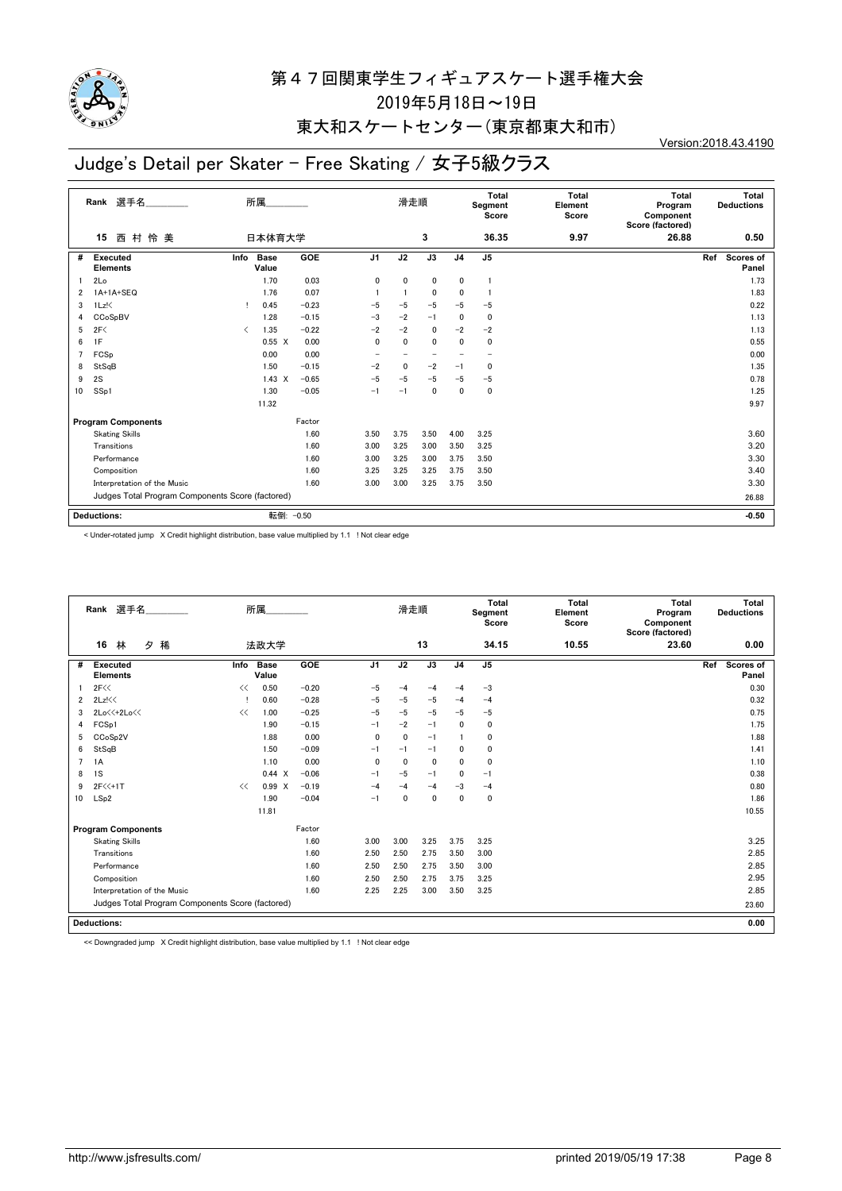# 第４７回関東学生フィギュアスケート選手権大会

2019年5月18日～19日

東大和スケートセンター(東京都東大和市)

Version:2018.43.4190

## Judge's Detail per Skater - Free Skating / 女子5級クラス

| Rank | 選手名 | 所属 | 滑走順 | Total Segment Score | Total Element Score | Total Program Component Score (factored) | Total Deductions |
|---|---|---|---|---|---|---|---|
| 15 | 西 村 怜 美 | 日本体育大学 | 3 | 36.35 | 9.97 | 26.88 | 0.50 |

| # | Executed Elements | Info | Base Value | GOE | J1 | J2 | J3 | J4 | J5 | Ref | Scores of Panel |
|---|---|---|---|---|---|---|---|---|---|---|---|
| 1 | 2Lo | | 1.70 | 0.03 | 0 | 0 | 0 | 0 | 1 | | 1.73 |
| 2 | 1A+1A+SEQ | | 1.76 | 0.07 | 1 | 1 | 0 | 0 | 1 | | 1.83 |
| 3 | 1Lz!< | ! | 0.45 | −0.23 | −5 | −5 | −5 | −5 | −5 | | 0.22 |
| 4 | CCoSpBV | | 1.28 | −0.15 | −3 | −2 | −1 | 0 | 0 | | 1.13 |
| 5 | 2F< | < | 1.35 | −0.22 | −2 | −2 | 0 | −2 | −2 | | 1.13 |
| 6 | 1F | | 0.55 X | 0.00 | 0 | 0 | 0 | 0 | 0 | | 0.55 |
| 7 | FCSp | | 0.00 | 0.00 | − | − | − | − | − | | 0.00 |
| 8 | StSqB | | 1.50 | −0.15 | −2 | 0 | −2 | −1 | 0 | | 1.35 |
| 9 | 2S | | 1.43 X | −0.65 | −5 | −5 | −5 | −5 | −5 | | 0.78 |
| 10 | SSp1 | | 1.30 | −0.05 | −1 | −1 | 0 | 0 | 0 | | 1.25 |
| | | | 11.32 | | | | | | | | 9.97 |

| Program Components | Factor | J1 | J2 | J3 | J4 | J5 | Scores of Panel |
|---|---|---|---|---|---|---|---|
| Skating Skills | 1.60 | 3.50 | 3.75 | 3.50 | 4.00 | 3.25 | 3.60 |
| Transitions | 1.60 | 3.00 | 3.25 | 3.00 | 3.50 | 3.25 | 3.20 |
| Performance | 1.60 | 3.00 | 3.25 | 3.00 | 3.75 | 3.50 | 3.30 |
| Composition | 1.60 | 3.25 | 3.25 | 3.25 | 3.75 | 3.50 | 3.40 |
| Interpretation of the Music | 1.60 | 3.00 | 3.00 | 3.25 | 3.75 | 3.50 | 3.30 |
| Judges Total Program Components Score (factored) | | | | | | | 26.88 |

**Deductions:** 転倒: −0.50 **-0.50**

< Under-rotated jump X Credit highlight distribution, base value multiplied by 1.1 ! Not clear edge

| Rank | 選手名 | 所属 | 滑走順 | Total Segment Score | Total Element Score | Total Program Component Score (factored) | Total Deductions |
|---|---|---|---|---|---|---|---|
| 16 | 林 夕 稀 | 法政大学 | 13 | 34.15 | 10.55 | 23.60 | 0.00 |

| # | Executed Elements | Info | Base Value | GOE | J1 | J2 | J3 | J4 | J5 | Ref | Scores of Panel |
|---|---|---|---|---|---|---|---|---|---|---|---|
| 1 | 2F<< | << | 0.50 | −0.20 | −5 | −4 | −4 | −4 | −3 | | 0.30 |
| 2 | 2Lz!<< | ! | 0.60 | −0.28 | −5 | −5 | −5 | −4 | −4 | | 0.32 |
| 3 | 2Lo<<+2Lo<< | << | 1.00 | −0.25 | −5 | −5 | −5 | −5 | −5 | | 0.75 |
| 4 | FCSp1 | | 1.90 | −0.15 | −1 | −2 | −1 | 0 | 0 | | 1.75 |
| 5 | CCoSp2V | | 1.88 | 0.00 | 0 | 0 | −1 | 1 | 0 | | 1.88 |
| 6 | StSqB | | 1.50 | −0.09 | −1 | −1 | −1 | 0 | 0 | | 1.41 |
| 7 | 1A | | 1.10 | 0.00 | 0 | 0 | 0 | 0 | 0 | | 1.10 |
| 8 | 1S | | 0.44 X | −0.06 | −1 | −5 | −1 | 0 | −1 | | 0.38 |
| 9 | 2F<<+1T | << | 0.99 X | −0.19 | −4 | −4 | −4 | −3 | −4 | | 0.80 |
| 10 | LSp2 | | 1.90 | −0.04 | −1 | 0 | 0 | 0 | 0 | | 1.86 |
| | | | 11.81 | | | | | | | | 10.55 |

| Program Components | Factor | J1 | J2 | J3 | J4 | J5 | Scores of Panel |
|---|---|---|---|---|---|---|---|
| Skating Skills | 1.60 | 3.00 | 3.00 | 3.25 | 3.75 | 3.25 | 3.25 |
| Transitions | 1.60 | 2.50 | 2.50 | 2.75 | 3.50 | 3.00 | 2.85 |
| Performance | 1.60 | 2.50 | 2.50 | 2.75 | 3.50 | 3.00 | 2.85 |
| Composition | 1.60 | 2.50 | 2.50 | 2.75 | 3.75 | 3.25 | 2.95 |
| Interpretation of the Music | 1.60 | 2.25 | 2.25 | 3.00 | 3.50 | 3.25 | 2.85 |
| Judges Total Program Components Score (factored) | | | | | | | 23.60 |

**Deductions:** **0.00**

<< Downgraded jump X Credit highlight distribution, base value multiplied by 1.1 ! Not clear edge

http://www.jsfresults.com/ printed 2019/05/19 17:38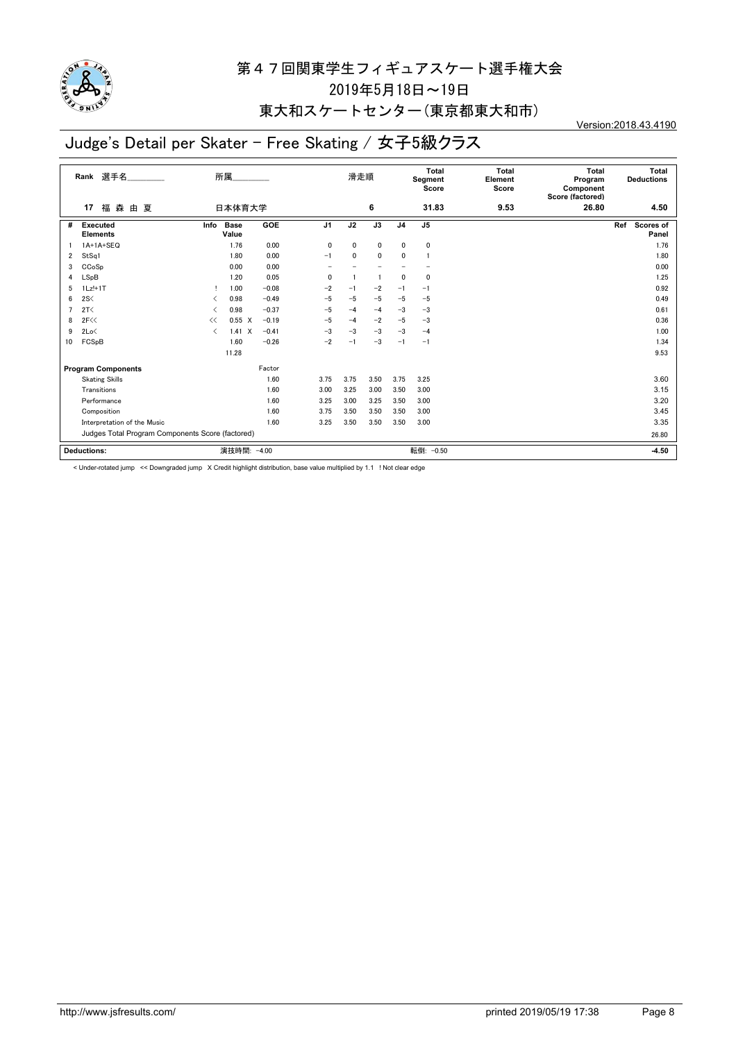# 第４７回関東学生フィギュアスケート選手権大会

2019年5月18日～19日

東大和スケートセンター（東京都東大和市）

Version:2018.43.4190

## Judge's Detail per Skater - Free Skating / 女子5級クラス

| Rank | 選手名 | 所属 | 滑走順 | Total Segment Score | Total Element Score | Total Program Component Score (factored) | Total Deductions |
|---|---|---|---|---|---|---|---|
| 17 | 福 森 由 夏 | 日本体育大学 | 6 | 31.83 | 9.53 | 26.80 | 4.50 |

| # | Executed Elements | Info | Base Value | | GOE | J1 | J2 | J3 | J4 | J5 | Ref | Scores of Panel |
|---|---|---|---|---|---|---|---|---|---|---|---|---|
| 1 | 1A+1A+SEQ | | 1.76 | | 0.00 | 0 | 0 | 0 | 0 | 0 | | 1.76 |
| 2 | StSq1 | | 1.80 | | 0.00 | −1 | 0 | 0 | 0 | 1 | | 1.80 |
| 3 | CCoSp | | 0.00 | | 0.00 | − | − | − | − | − | | 0.00 |
| 4 | LSpB | | 1.20 | | 0.05 | 0 | 1 | 1 | 0 | 0 | | 1.25 |
| 5 | 1Lz!+1T | ! | 1.00 | | −0.08 | −2 | −1 | −2 | −1 | −1 | | 0.92 |
| 6 | 2S< | < | 0.98 | | −0.49 | −5 | −5 | −5 | −5 | −5 | | 0.49 |
| 7 | 2T< | < | 0.98 | | −0.37 | −5 | −4 | −4 | −3 | −3 | | 0.61 |
| 8 | 2F<< | << | 0.55 | X | −0.19 | −5 | −4 | −2 | −5 | −3 | | 0.36 |
| 9 | 2Lo< | < | 1.41 | X | −0.41 | −3 | −3 | −3 | −3 | −4 | | 1.00 |
| 10 | FCSpB | | 1.60 | | −0.26 | −2 | −1 | −3 | −1 | −1 | | 1.34 |
| | | | 11.28 | | | | | | | | | 9.53 |

| Program Components | Factor | J1 | J2 | J3 | J4 | J5 | Scores of Panel |
|---|---|---|---|---|---|---|---|
| Skating Skills | 1.60 | 3.75 | 3.75 | 3.50 | 3.75 | 3.25 | 3.60 |
| Transitions | 1.60 | 3.00 | 3.25 | 3.00 | 3.50 | 3.00 | 3.15 |
| Performance | 1.60 | 3.25 | 3.00 | 3.25 | 3.50 | 3.00 | 3.20 |
| Composition | 1.60 | 3.75 | 3.50 | 3.50 | 3.50 | 3.00 | 3.45 |
| Interpretation of the Music | 1.60 | 3.25 | 3.50 | 3.50 | 3.50 | 3.00 | 3.35 |
| Judges Total Program Components Score (factored) | | | | | | | 26.80 |

| Deductions: | 演技時間: −4.00 | 転倒: −0.50 | −4.50 |
|---|---|---|---|

< Under-rotated jump << Downgraded jump X Credit highlight distribution, base value multiplied by 1.1 ! Not clear edge

http://www.jsfresults.com/ printed 2019/05/19 17:38